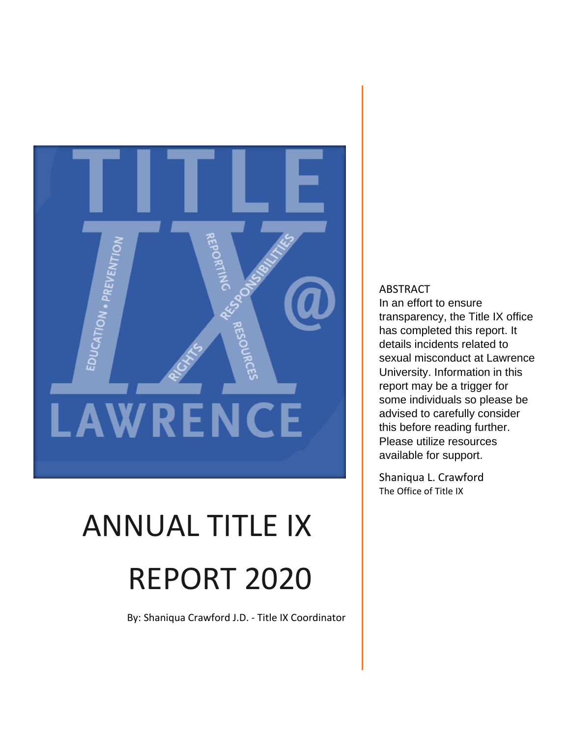# ANNUAL TITLE IX REPORT 2020

By: Shaniqua Crawford J.D. - Title IX Coordinator

ABSTRACT

In an effort to ensure transparency, the Title IX office has completed this report. It details incidents related to sexual misconduct at Lawrence University. Information in this report may be a trigger for some individuals so please be advised to carefully consider this before reading further. Please utilize resources available for support.

Shaniqua L. Crawford
The Office of Title IX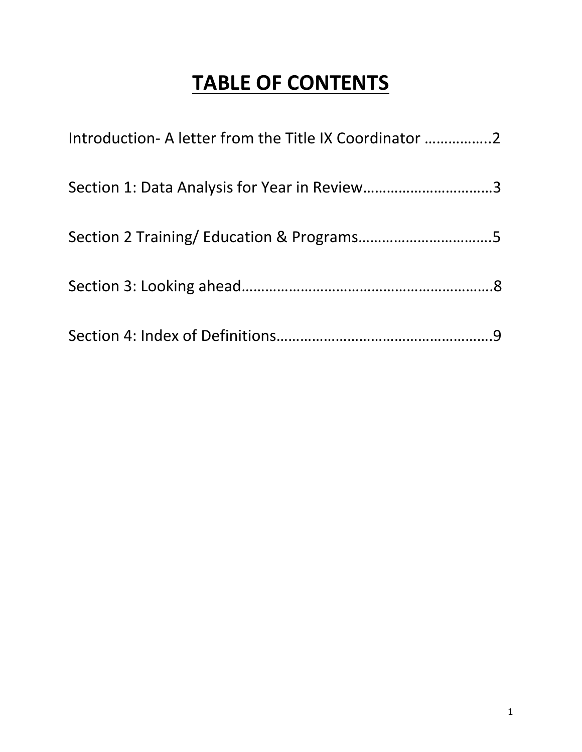# TABLE OF CONTENTS

Introduction- A letter from the Title IX Coordinator ……………..2

Section 1: Data Analysis for Year in Review…………………………..3

Section 2 Training/ Education & Programs…………………………….5

Section 3: Looking ahead……………………………………………………..8

Section 4: Index of Definitions……………………………………………..9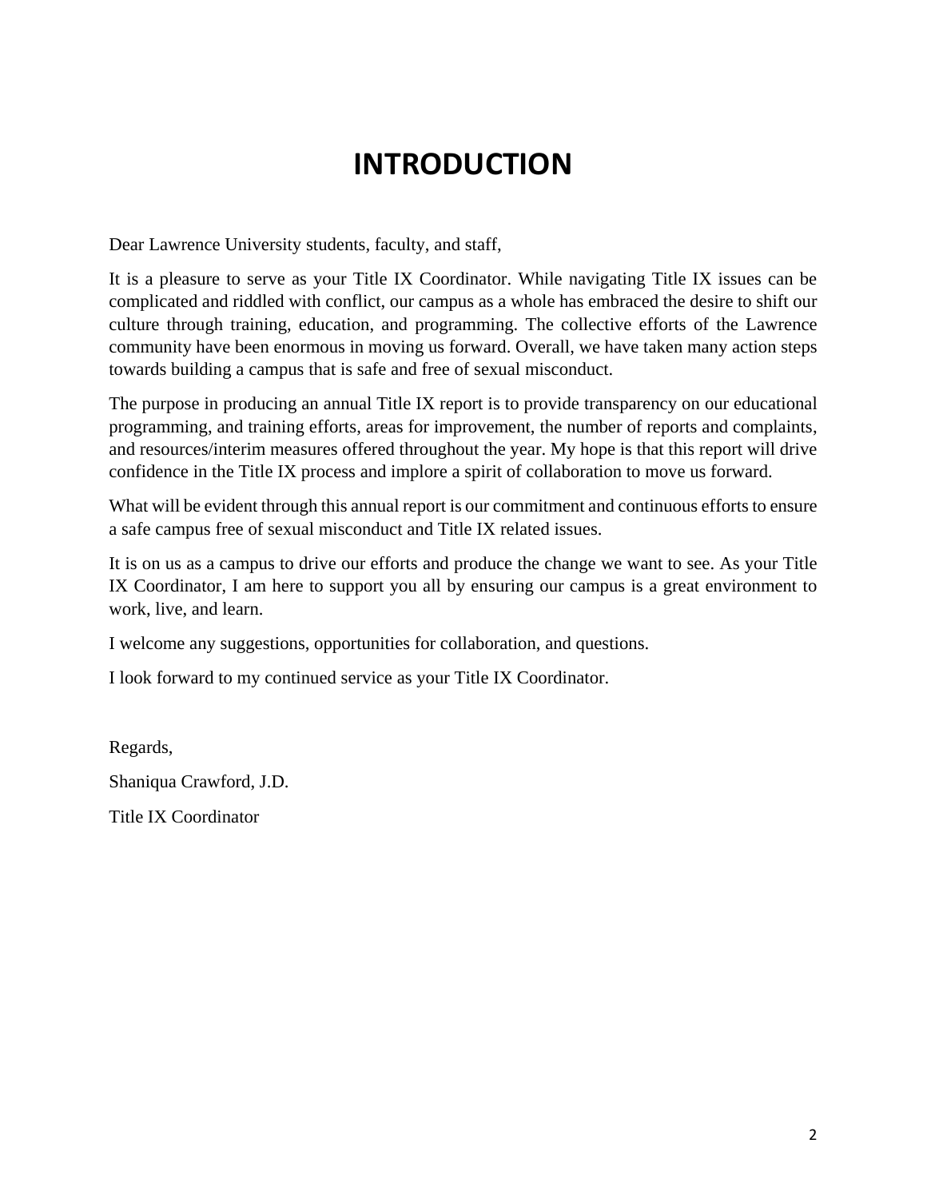# INTRODUCTION

Dear Lawrence University students, faculty, and staff,

It is a pleasure to serve as your Title IX Coordinator. While navigating Title IX issues can be complicated and riddled with conflict, our campus as a whole has embraced the desire to shift our culture through training, education, and programming. The collective efforts of the Lawrence community have been enormous in moving us forward. Overall, we have taken many action steps towards building a campus that is safe and free of sexual misconduct.

The purpose in producing an annual Title IX report is to provide transparency on our educational programming, and training efforts, areas for improvement, the number of reports and complaints, and resources/interim measures offered throughout the year. My hope is that this report will drive confidence in the Title IX process and implore a spirit of collaboration to move us forward.

What will be evident through this annual report is our commitment and continuous efforts to ensure a safe campus free of sexual misconduct and Title IX related issues.

It is on us as a campus to drive our efforts and produce the change we want to see. As your Title IX Coordinator, I am here to support you all by ensuring our campus is a great environment to work, live, and learn.

I welcome any suggestions, opportunities for collaboration, and questions.

I look forward to my continued service as your Title IX Coordinator.

Regards,

Shaniqua Crawford, J.D.

Title IX Coordinator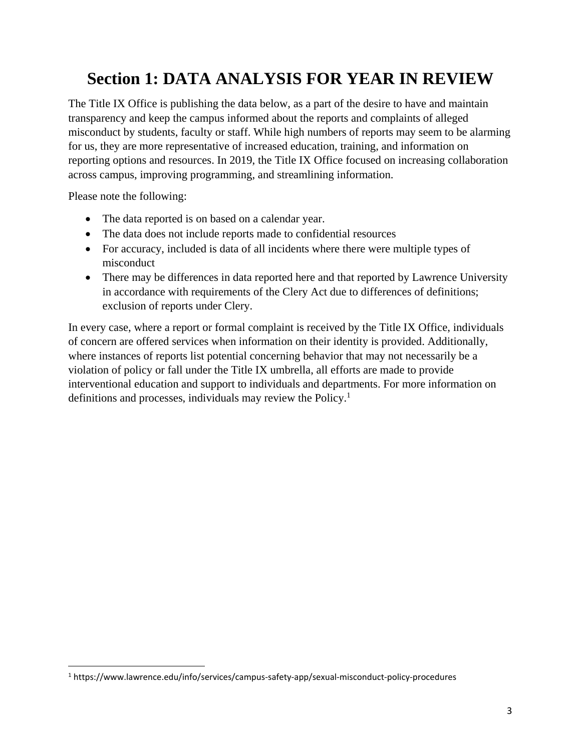# Section 1: DATA ANALYSIS FOR YEAR IN REVIEW

The Title IX Office is publishing the data below, as a part of the desire to have and maintain transparency and keep the campus informed about the reports and complaints of alleged misconduct by students, faculty or staff. While high numbers of reports may seem to be alarming for us, they are more representative of increased education, training, and information on reporting options and resources. In 2019, the Title IX Office focused on increasing collaboration across campus, improving programming, and streamlining information.

Please note the following:

- The data reported is on based on a calendar year.
- The data does not include reports made to confidential resources
- For accuracy, included is data of all incidents where there were multiple types of misconduct
- There may be differences in data reported here and that reported by Lawrence University in accordance with requirements of the Clery Act due to differences of definitions; exclusion of reports under Clery.

In every case, where a report or formal complaint is received by the Title IX Office, individuals of concern are offered services when information on their identity is provided. Additionally, where instances of reports list potential concerning behavior that may not necessarily be a violation of policy or fall under the Title IX umbrella, all efforts are made to provide interventional education and support to individuals and departments. For more information on definitions and processes, individuals may review the Policy.[1]

[1] https://www.lawrence.edu/info/services/campus-safety-app/sexual-misconduct-policy-procedures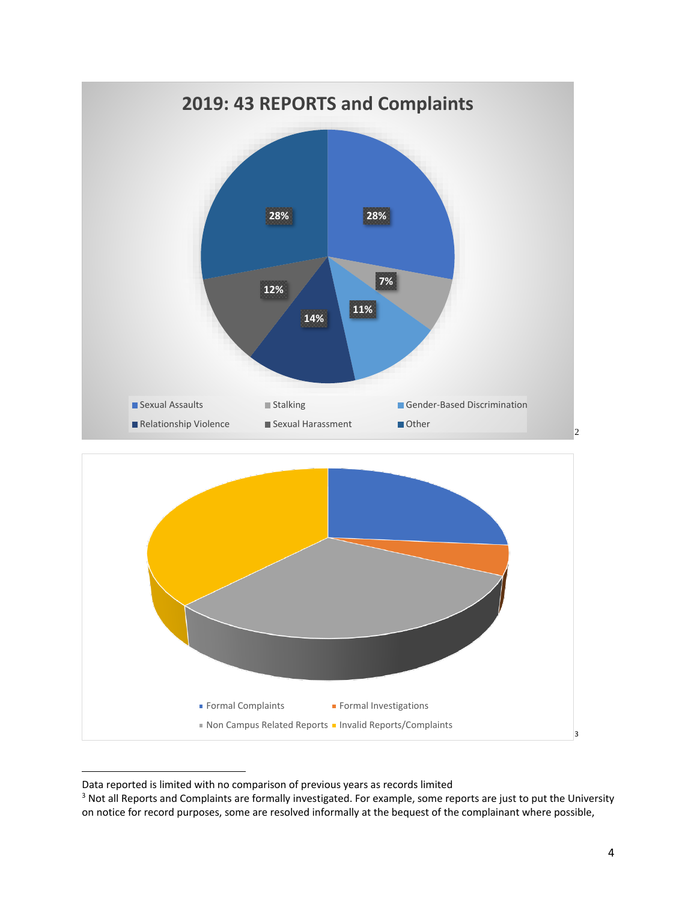## 2019: 43 REPORTS and Complaints

| Category | Percentage |
|---|---|
| Sexual Assaults | 28% |
| Stalking | 7% |
| Gender-Based Discrimination | 11% |
| Relationship Violence | 14% |
| Sexual Harassment | 12% |
| Other | 28% |

[2]

- Formal Complaints
- Formal Investigations
- Non Campus Related Reports
- Invalid Reports/Complaints

[3]

---

Data reported is limited with no comparison of previous years as records limited

[3] Not all Reports and Complaints are formally investigated. For example, some reports are just to put the University on notice for record purposes, some are resolved informally at the bequest of the complainant where possible,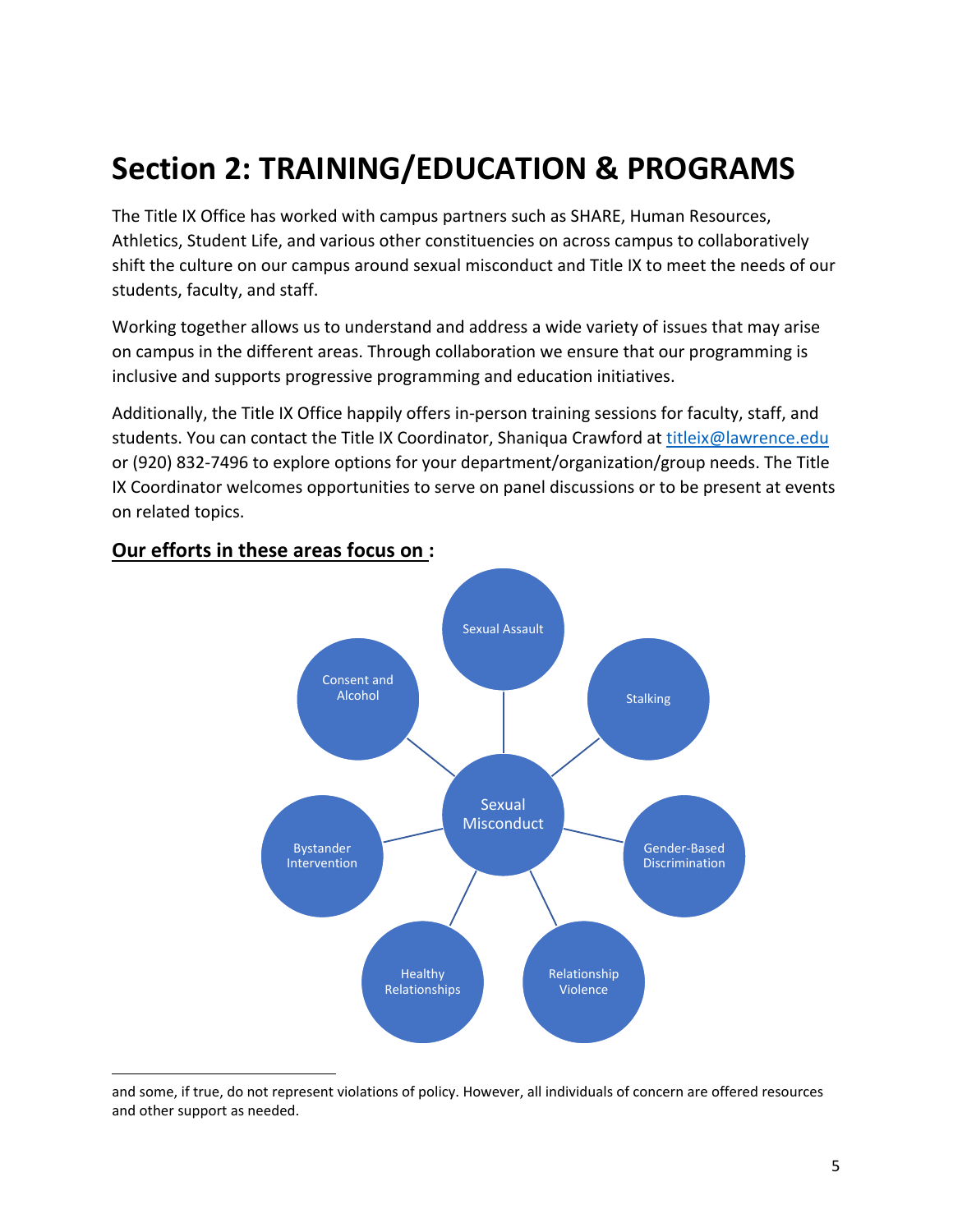# Section 2: TRAINING/EDUCATION & PROGRAMS

The Title IX Office has worked with campus partners such as SHARE, Human Resources, Athletics, Student Life, and various other constituencies on across campus to collaboratively shift the culture on our campus around sexual misconduct and Title IX to meet the needs of our students, faculty, and staff.

Working together allows us to understand and address a wide variety of issues that may arise on campus in the different areas. Through collaboration we ensure that our programming is inclusive and supports progressive programming and education initiatives.

Additionally, the Title IX Office happily offers in-person training sessions for faculty, staff, and students. You can contact the Title IX Coordinator, Shaniqua Crawford at titleix@lawrence.edu or (920) 832-7496 to explore options for your department/organization/group needs. The Title IX Coordinator welcomes opportunities to serve on panel discussions or to be present at events on related topics.

**Our efforts in these areas focus on :**

Sexual Misconduct

- Sexual Assault
- Stalking
- Gender-Based Discrimination
- Relationship Violence
- Healthy Relationships
- Bystander Intervention
- Consent and Alcohol

---

and some, if true, do not represent violations of policy. However, all individuals of concern are offered resources and other support as needed.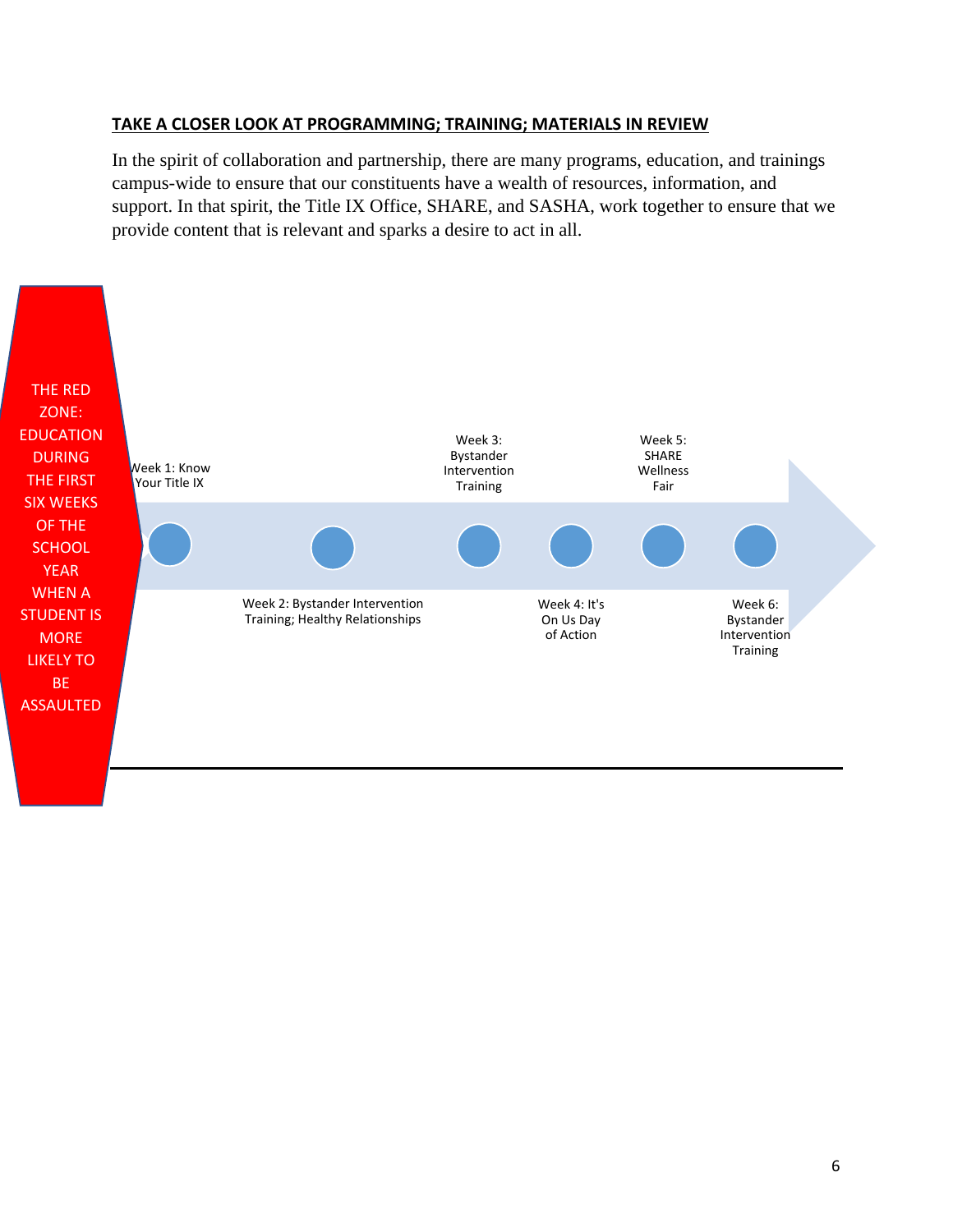**TAKE A CLOSER LOOK AT PROGRAMMING; TRAINING; MATERIALS IN REVIEW**

In the spirit of collaboration and partnership, there are many programs, education, and trainings campus-wide to ensure that our constituents have a wealth of resources, information, and support. In that spirit, the Title IX Office, SHARE, and SASHA, work together to ensure that we provide content that is relevant and sparks a desire to act in all.

THE RED ZONE: EDUCATION DURING THE FIRST SIX WEEKS OF THE SCHOOL YEAR WHEN A STUDENT IS MORE LIKELY TO BE ASSAULTED

- Week 1: Know Your Title IX
- Week 2: Bystander Intervention Training; Healthy Relationships
- Week 3: Bystander Intervention Training
- Week 4: It's On Us Day of Action
- Week 5: SHARE Wellness Fair
- Week 6: Bystander Intervention Training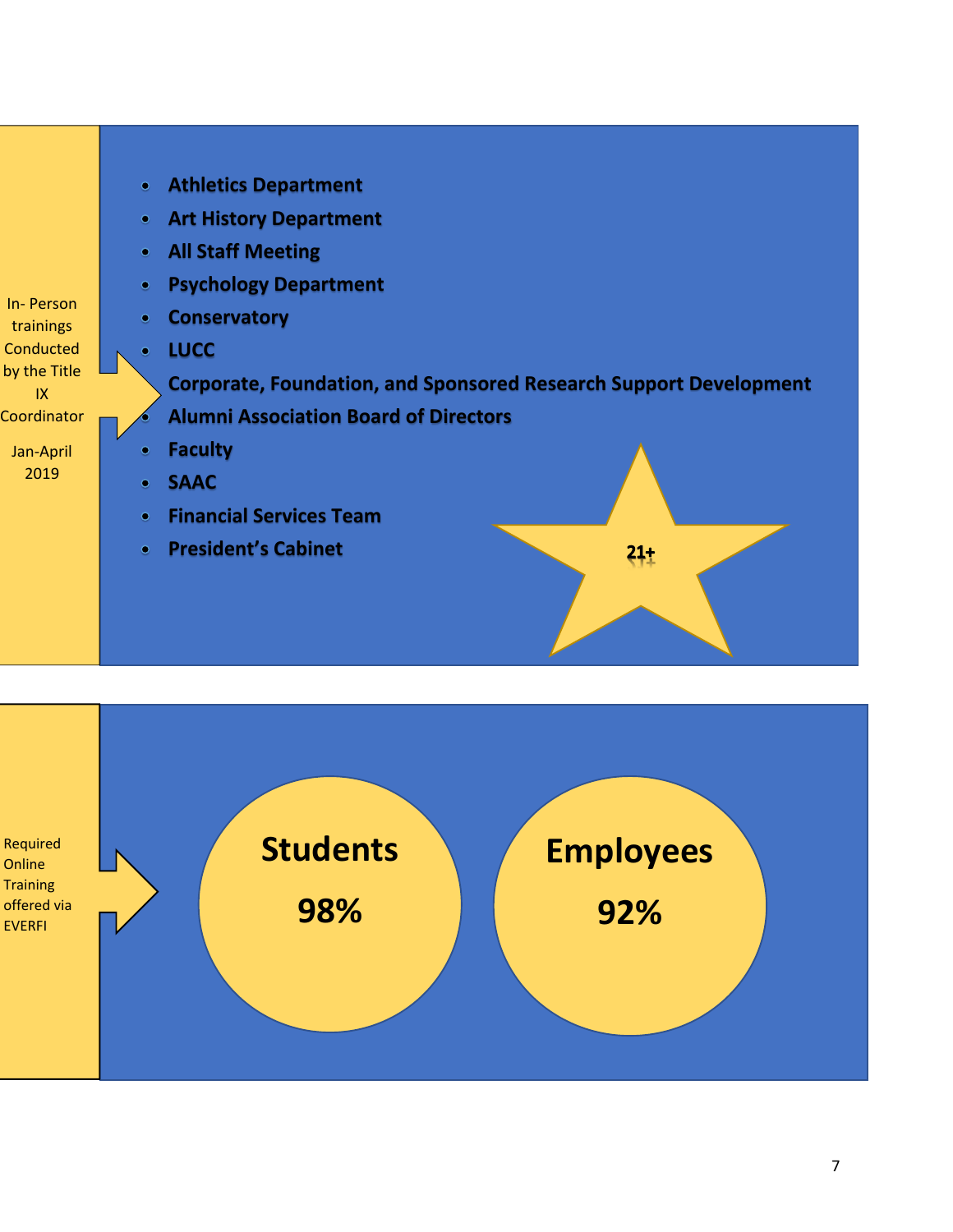In- Person trainings Conducted by the Title IX Coordinator

Jan-April 2019

- **Athletics Department**
- **Art History Department**
- **All Staff Meeting**
- **Psychology Department**
- **Conservatory**
- **LUCC**
- **Corporate, Foundation, and Sponsored Research Support Development**
- **Alumni Association Board of Directors**
- **Faculty**
- **SAAC**
- **Financial Services Team**
- **President's Cabinet**

**21+**

Required Online Training offered via EVERFI

**Students**

**98%**

**Employees**

**92%**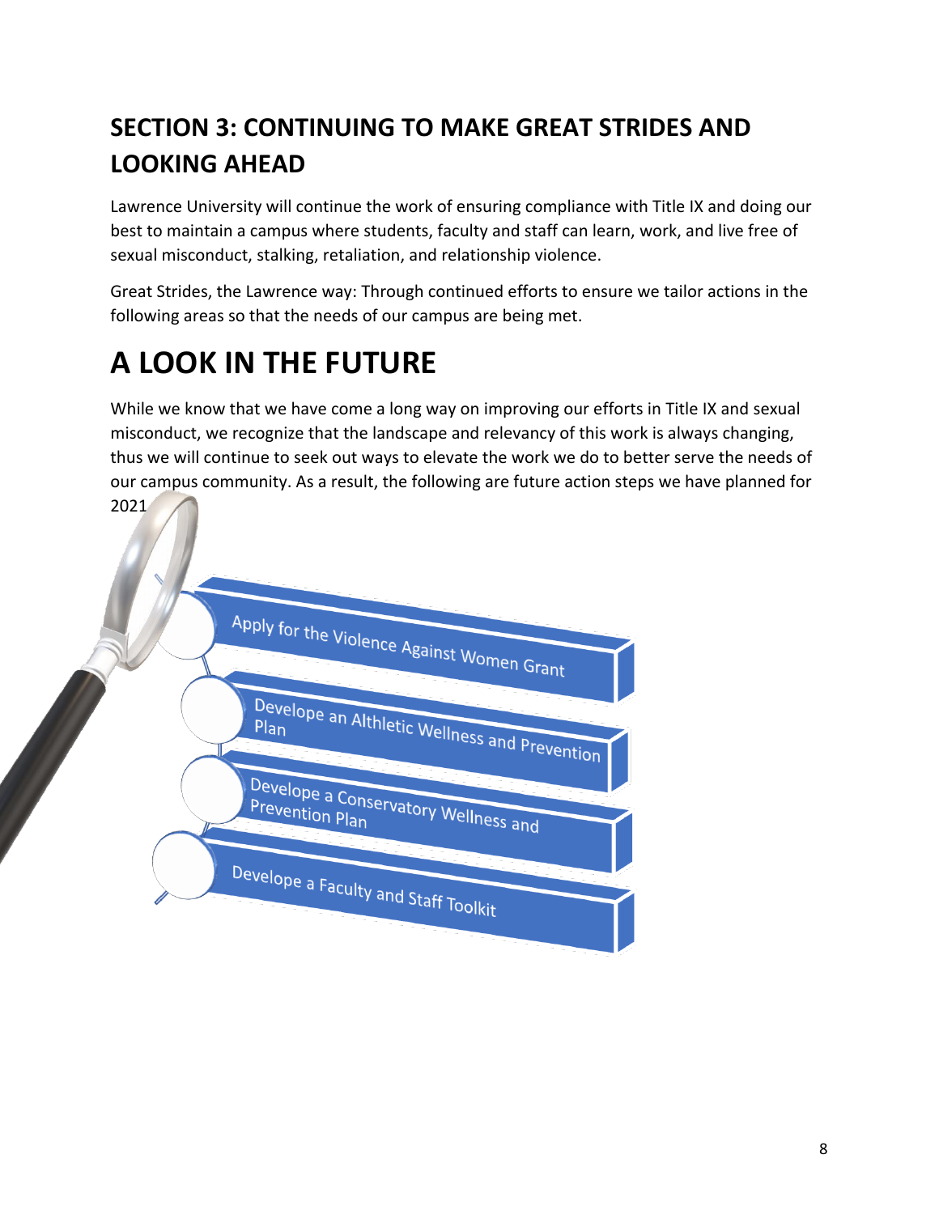## SECTION 3: CONTINUING TO MAKE GREAT STRIDES AND LOOKING AHEAD

Lawrence University will continue the work of ensuring compliance with Title IX and doing our best to maintain a campus where students, faculty and staff can learn, work, and live free of sexual misconduct, stalking, retaliation, and relationship violence.

Great Strides, the Lawrence way: Through continued efforts to ensure we tailor actions in the following areas so that the needs of our campus are being met.

# A LOOK IN THE FUTURE

While we know that we have come a long way on improving our efforts in Title IX and sexual misconduct, we recognize that the landscape and relevancy of this work is always changing, thus we will continue to seek out ways to elevate the work we do to better serve the needs of our campus community. As a result, the following are future action steps we have planned for 2021

- Apply for the Violence Against Women Grant
- Develope an Althletic Wellness and Prevention Plan
- Develope a Conservatory Wellness and Prevention Plan
- Develope a Faculty and Staff Toolkit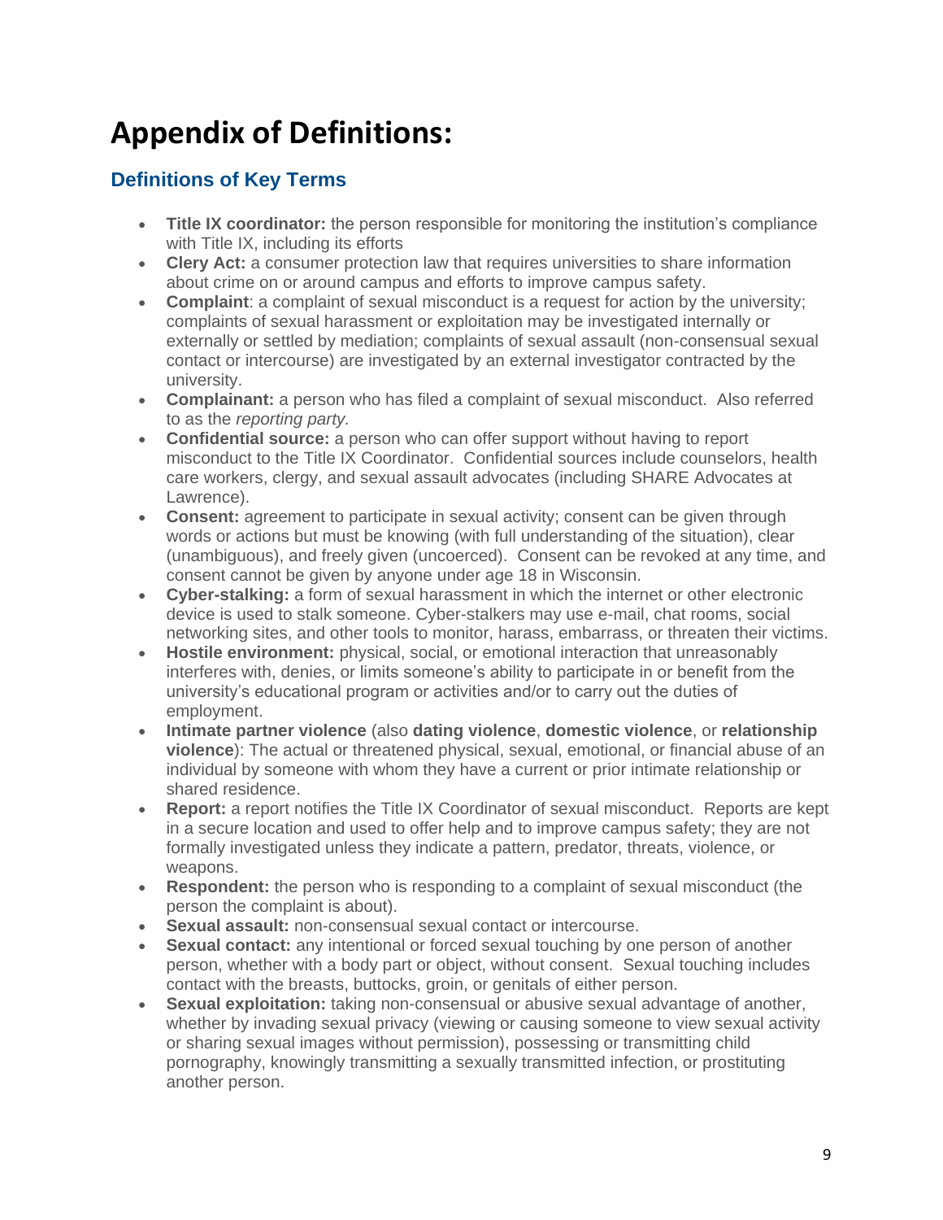# Appendix of Definitions:

## Definitions of Key Terms

- **Title IX coordinator:** the person responsible for monitoring the institution's compliance with Title IX, including its efforts
- **Clery Act:** a consumer protection law that requires universities to share information about crime on or around campus and efforts to improve campus safety.
- **Complaint**: a complaint of sexual misconduct is a request for action by the university; complaints of sexual harassment or exploitation may be investigated internally or externally or settled by mediation; complaints of sexual assault (non-consensual sexual contact or intercourse) are investigated by an external investigator contracted by the university.
- **Complainant:** a person who has filed a complaint of sexual misconduct. Also referred to as the *reporting party.*
- **Confidential source:** a person who can offer support without having to report misconduct to the Title IX Coordinator. Confidential sources include counselors, health care workers, clergy, and sexual assault advocates (including SHARE Advocates at Lawrence).
- **Consent:** agreement to participate in sexual activity; consent can be given through words or actions but must be knowing (with full understanding of the situation), clear (unambiguous), and freely given (uncoerced). Consent can be revoked at any time, and consent cannot be given by anyone under age 18 in Wisconsin.
- **Cyber-stalking:** a form of sexual harassment in which the internet or other electronic device is used to stalk someone. Cyber-stalkers may use e-mail, chat rooms, social networking sites, and other tools to monitor, harass, embarrass, or threaten their victims.
- **Hostile environment:** physical, social, or emotional interaction that unreasonably interferes with, denies, or limits someone's ability to participate in or benefit from the university's educational program or activities and/or to carry out the duties of employment.
- **Intimate partner violence** (also **dating violence**, **domestic violence**, or **relationship violence**): The actual or threatened physical, sexual, emotional, or financial abuse of an individual by someone with whom they have a current or prior intimate relationship or shared residence.
- **Report:** a report notifies the Title IX Coordinator of sexual misconduct. Reports are kept in a secure location and used to offer help and to improve campus safety; they are not formally investigated unless they indicate a pattern, predator, threats, violence, or weapons.
- **Respondent:** the person who is responding to a complaint of sexual misconduct (the person the complaint is about).
- **Sexual assault:** non-consensual sexual contact or intercourse.
- **Sexual contact:** any intentional or forced sexual touching by one person of another person, whether with a body part or object, without consent. Sexual touching includes contact with the breasts, buttocks, groin, or genitals of either person.
- **Sexual exploitation:** taking non-consensual or abusive sexual advantage of another, whether by invading sexual privacy (viewing or causing someone to view sexual activity or sharing sexual images without permission), possessing or transmitting child pornography, knowingly transmitting a sexually transmitted infection, or prostituting another person.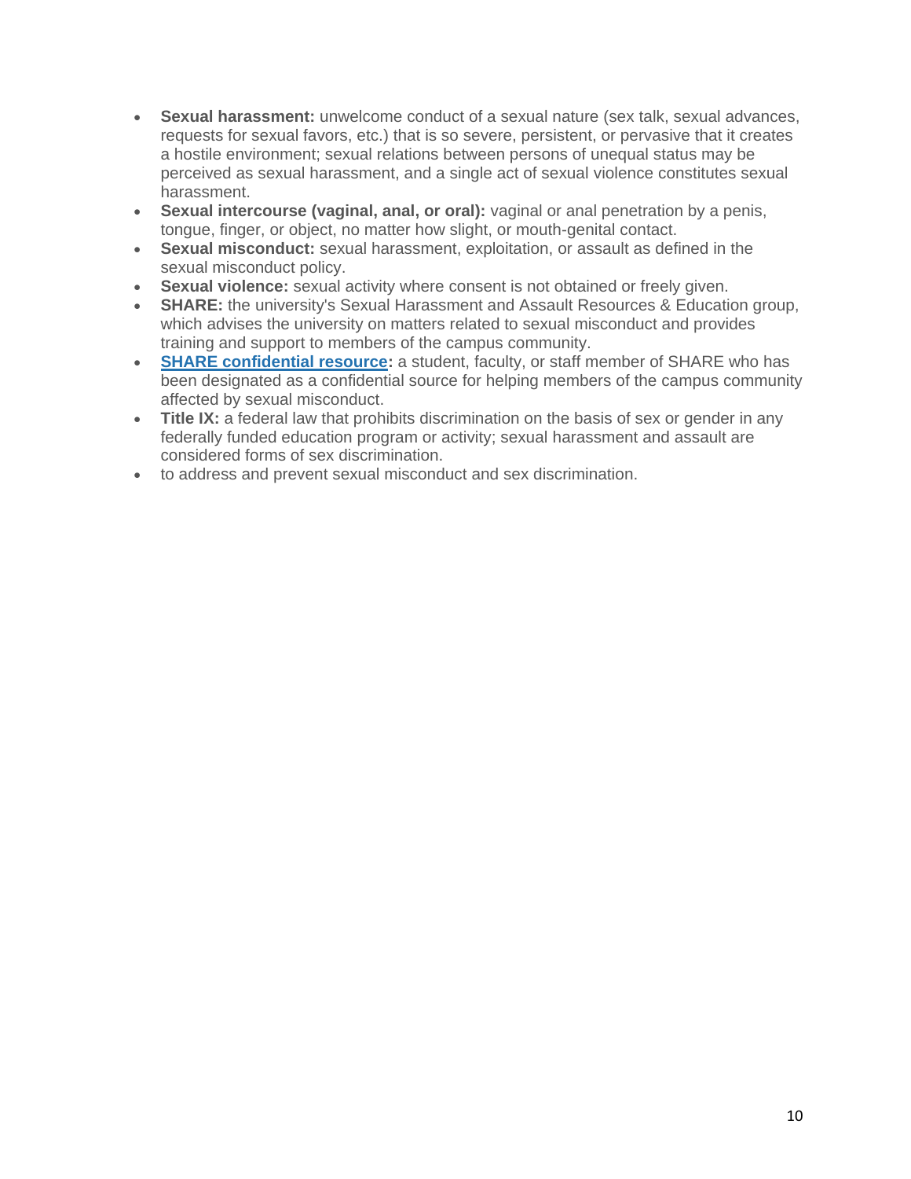- **Sexual harassment:** unwelcome conduct of a sexual nature (sex talk, sexual advances, requests for sexual favors, etc.) that is so severe, persistent, or pervasive that it creates a hostile environment; sexual relations between persons of unequal status may be perceived as sexual harassment, and a single act of sexual violence constitutes sexual harassment.
- **Sexual intercourse (vaginal, anal, or oral):** vaginal or anal penetration by a penis, tongue, finger, or object, no matter how slight, or mouth-genital contact.
- **Sexual misconduct:** sexual harassment, exploitation, or assault as defined in the sexual misconduct policy.
- **Sexual violence:** sexual activity where consent is not obtained or freely given.
- **SHARE:** the university's Sexual Harassment and Assault Resources & Education group, which advises the university on matters related to sexual misconduct and provides training and support to members of the campus community.
- **SHARE confidential resource:** a student, faculty, or staff member of SHARE who has been designated as a confidential source for helping members of the campus community affected by sexual misconduct.
- **Title IX:** a federal law that prohibits discrimination on the basis of sex or gender in any federally funded education program or activity; sexual harassment and assault are considered forms of sex discrimination.
- to address and prevent sexual misconduct and sex discrimination.